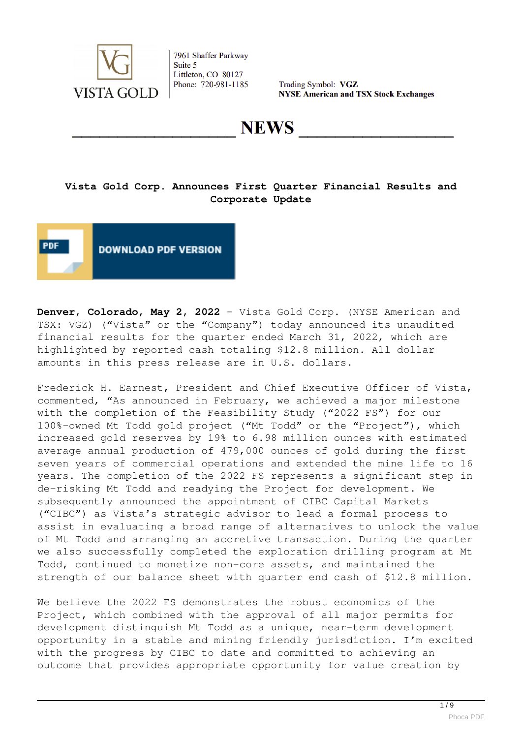VISTA GOLD

7961 Shaffer Parkway
Suite 5
Littleton, CO 80127
Phone: 720-981-1185

Trading Symbol: **VGZ**
**NYSE American and TSX Stock Exchanges**

# NEWS

## Vista Gold Corp. Announces First Quarter Financial Results and Corporate Update

DOWNLOAD PDF VERSION

**Denver, Colorado, May 2, 2022** – Vista Gold Corp. (NYSE American and TSX: VGZ) ("Vista" or the "Company") today announced its unaudited financial results for the quarter ended March 31, 2022, which are highlighted by reported cash totaling $12.8 million. All dollar amounts in this press release are in U.S. dollars.

Frederick H. Earnest, President and Chief Executive Officer of Vista, commented, "As announced in February, we achieved a major milestone with the completion of the Feasibility Study ("2022 FS") for our 100%-owned Mt Todd gold project ("Mt Todd" or the "Project"), which increased gold reserves by 19% to 6.98 million ounces with estimated average annual production of 479,000 ounces of gold during the first seven years of commercial operations and extended the mine life to 16 years. The completion of the 2022 FS represents a significant step in de-risking Mt Todd and readying the Project for development. We subsequently announced the appointment of CIBC Capital Markets ("CIBC") as Vista's strategic advisor to lead a formal process to assist in evaluating a broad range of alternatives to unlock the value of Mt Todd and arranging an accretive transaction. During the quarter we also successfully completed the exploration drilling program at Mt Todd, continued to monetize non-core assets, and maintained the strength of our balance sheet with quarter end cash of $12.8 million.

We believe the 2022 FS demonstrates the robust economics of the Project, which combined with the approval of all major permits for development distinguish Mt Todd as a unique, near-term development opportunity in a stable and mining friendly jurisdiction. I'm excited with the progress by CIBC to date and committed to achieving an outcome that provides appropriate opportunity for value creation by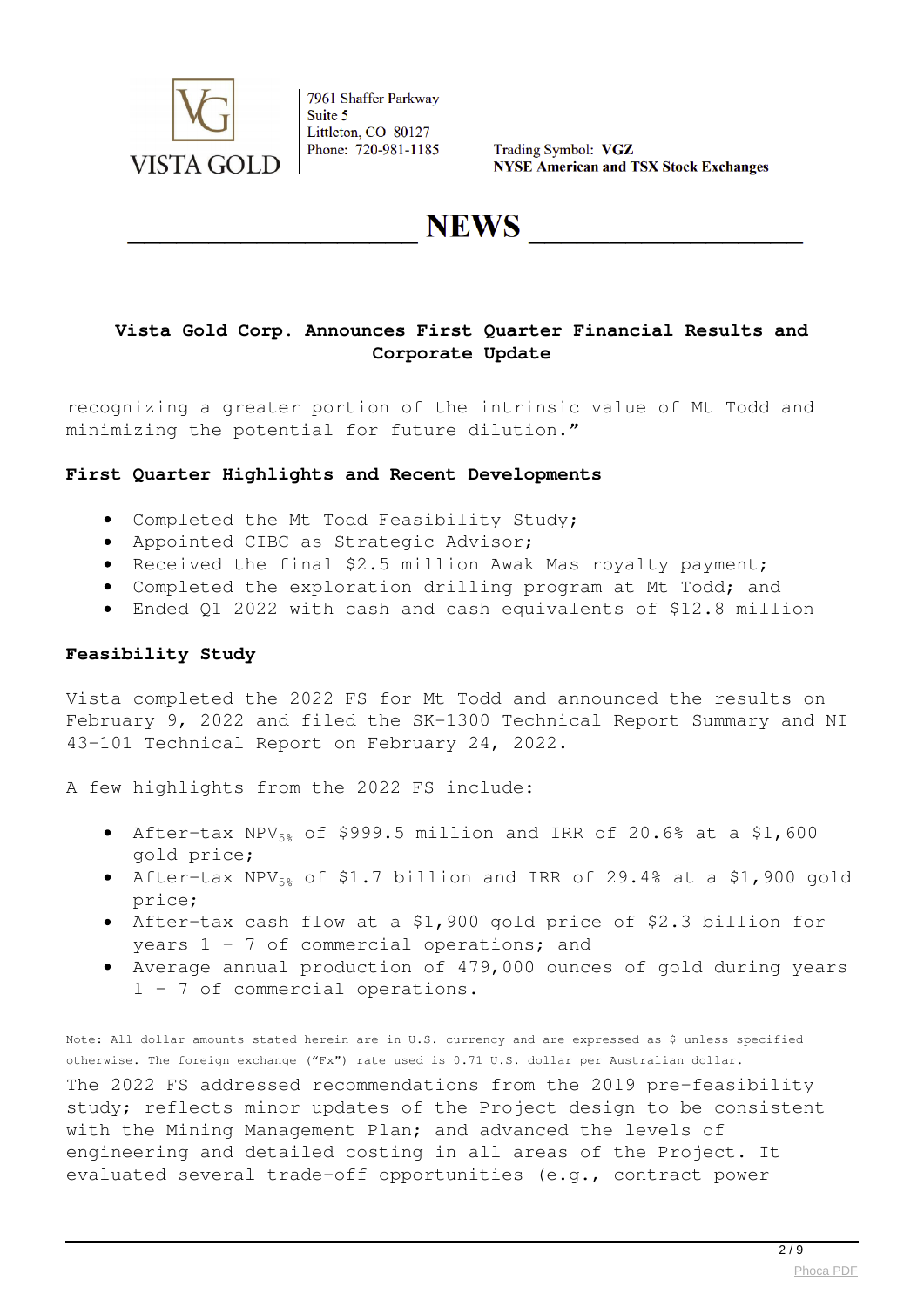recognizing a greater portion of the intrinsic value of Mt Todd and minimizing the potential for future dilution."

**First Quarter Highlights and Recent Developments**

- Completed the Mt Todd Feasibility Study;
- Appointed CIBC as Strategic Advisor;
- Received the final $2.5 million Awak Mas royalty payment;
- Completed the exploration drilling program at Mt Todd; and
- Ended Q1 2022 with cash and cash equivalents of $12.8 million

**Feasibility Study**

Vista completed the 2022 FS for Mt Todd and announced the results on February 9, 2022 and filed the SK-1300 Technical Report Summary and NI 43-101 Technical Report on February 24, 2022.

A few highlights from the 2022 FS include:

- After-tax $NPV_{5\%}$ of $999.5 million and IRR of 20.6% at a $1,600 gold price;
- After-tax $NPV_{5\%}$ of $1.7 billion and IRR of 29.4% at a $1,900 gold price;
- After-tax cash flow at a $1,900 gold price of $2.3 billion for years 1 – 7 of commercial operations; and
- Average annual production of 479,000 ounces of gold during years 1 – 7 of commercial operations.

Note: All dollar amounts stated herein are in U.S. currency and are expressed as $ unless specified otherwise. The foreign exchange ("Fx") rate used is 0.71 U.S. dollar per Australian dollar.

The 2022 FS addressed recommendations from the 2019 pre-feasibility study; reflects minor updates of the Project design to be consistent with the Mining Management Plan; and advanced the levels of engineering and detailed costing in all areas of the Project. It evaluated several trade-off opportunities (e.g., contract power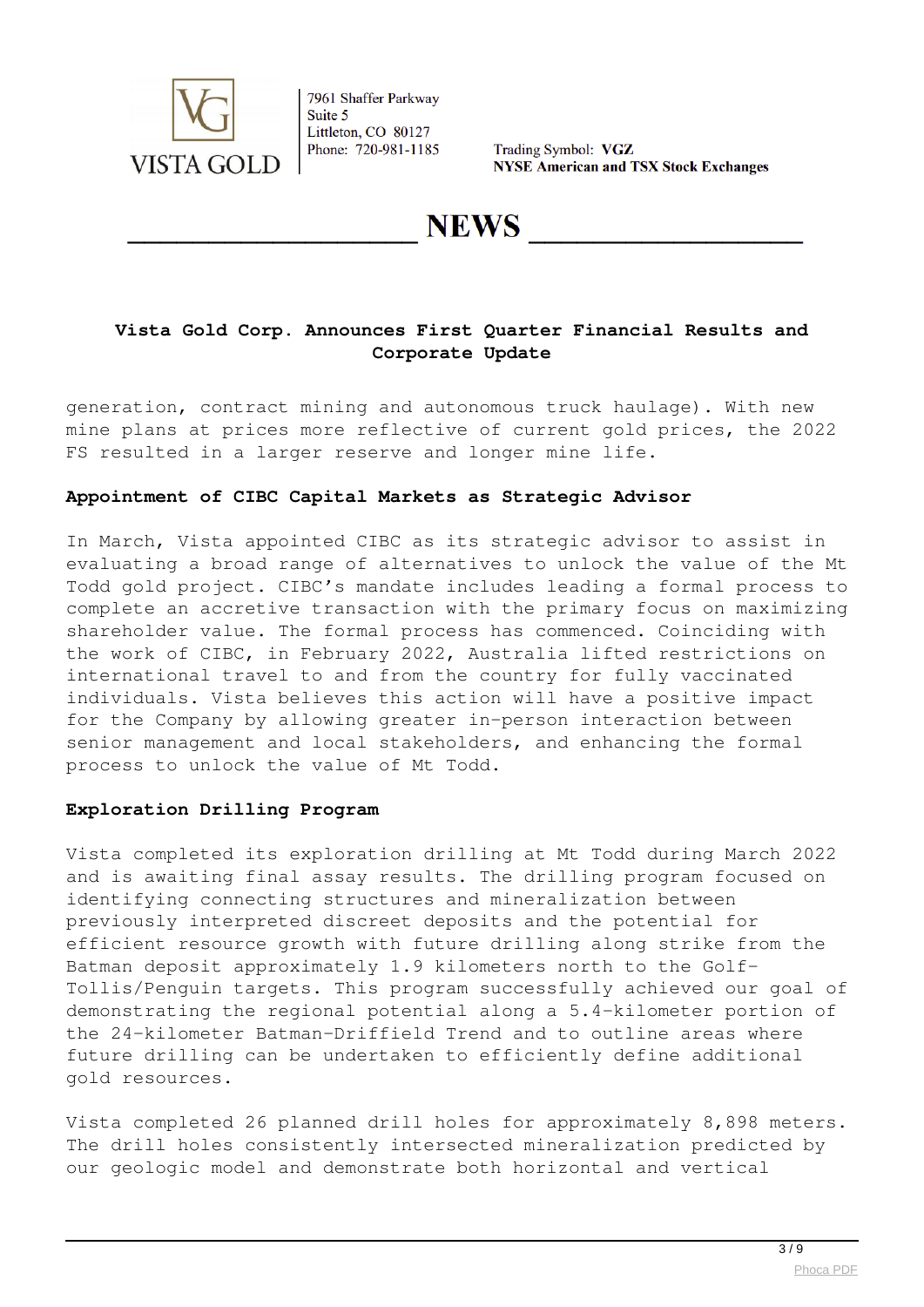generation, contract mining and autonomous truck haulage). With new mine plans at prices more reflective of current gold prices, the 2022 FS resulted in a larger reserve and longer mine life.

**Appointment of CIBC Capital Markets as Strategic Advisor**

In March, Vista appointed CIBC as its strategic advisor to assist in evaluating a broad range of alternatives to unlock the value of the Mt Todd gold project. CIBC's mandate includes leading a formal process to complete an accretive transaction with the primary focus on maximizing shareholder value. The formal process has commenced. Coinciding with the work of CIBC, in February 2022, Australia lifted restrictions on international travel to and from the country for fully vaccinated individuals. Vista believes this action will have a positive impact for the Company by allowing greater in-person interaction between senior management and local stakeholders, and enhancing the formal process to unlock the value of Mt Todd.

**Exploration Drilling Program**

Vista completed its exploration drilling at Mt Todd during March 2022 and is awaiting final assay results. The drilling program focused on identifying connecting structures and mineralization between previously interpreted discreet deposits and the potential for efficient resource growth with future drilling along strike from the Batman deposit approximately 1.9 kilometers north to the Golf-Tollis/Penguin targets. This program successfully achieved our goal of demonstrating the regional potential along a 5.4-kilometer portion of the 24-kilometer Batman-Driffield Trend and to outline areas where future drilling can be undertaken to efficiently define additional gold resources.

Vista completed 26 planned drill holes for approximately 8,898 meters. The drill holes consistently intersected mineralization predicted by our geologic model and demonstrate both horizontal and vertical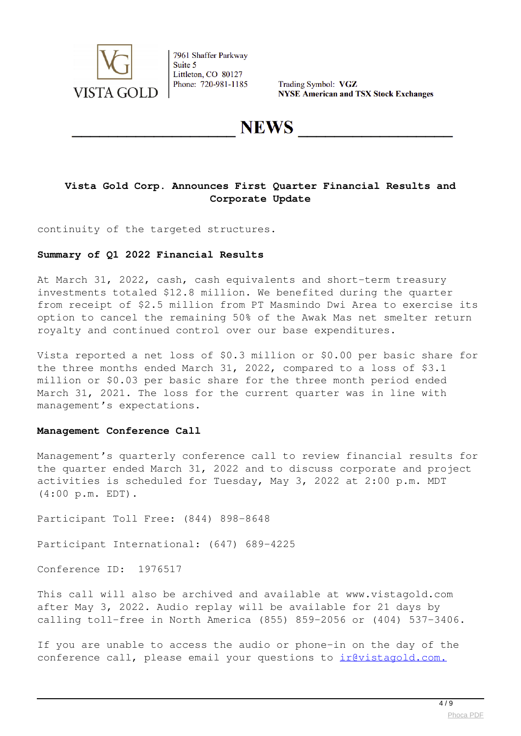continuity of the targeted structures.

**Summary of Q1 2022 Financial Results**

At March 31, 2022, cash, cash equivalents and short-term treasury investments totaled $12.8 million. We benefited during the quarter from receipt of $2.5 million from PT Masmindo Dwi Area to exercise its option to cancel the remaining 50% of the Awak Mas net smelter return royalty and continued control over our base expenditures.

Vista reported a net loss of $0.3 million or $0.00 per basic share for the three months ended March 31, 2022, compared to a loss of $3.1 million or $0.03 per basic share for the three month period ended March 31, 2021. The loss for the current quarter was in line with management's expectations.

**Management Conference Call**

Management's quarterly conference call to review financial results for the quarter ended March 31, 2022 and to discuss corporate and project activities is scheduled for Tuesday, May 3, 2022 at 2:00 p.m. MDT (4:00 p.m. EDT).

Participant Toll Free: (844) 898-8648

Participant International: (647) 689-4225

Conference ID: 1976517

This call will also be archived and available at www.vistagold.com after May 3, 2022. Audio replay will be available for 21 days by calling toll-free in North America (855) 859-2056 or (404) 537-3406.

If you are unable to access the audio or phone-in on the day of the conference call, please email your questions to ir@vistagold.com.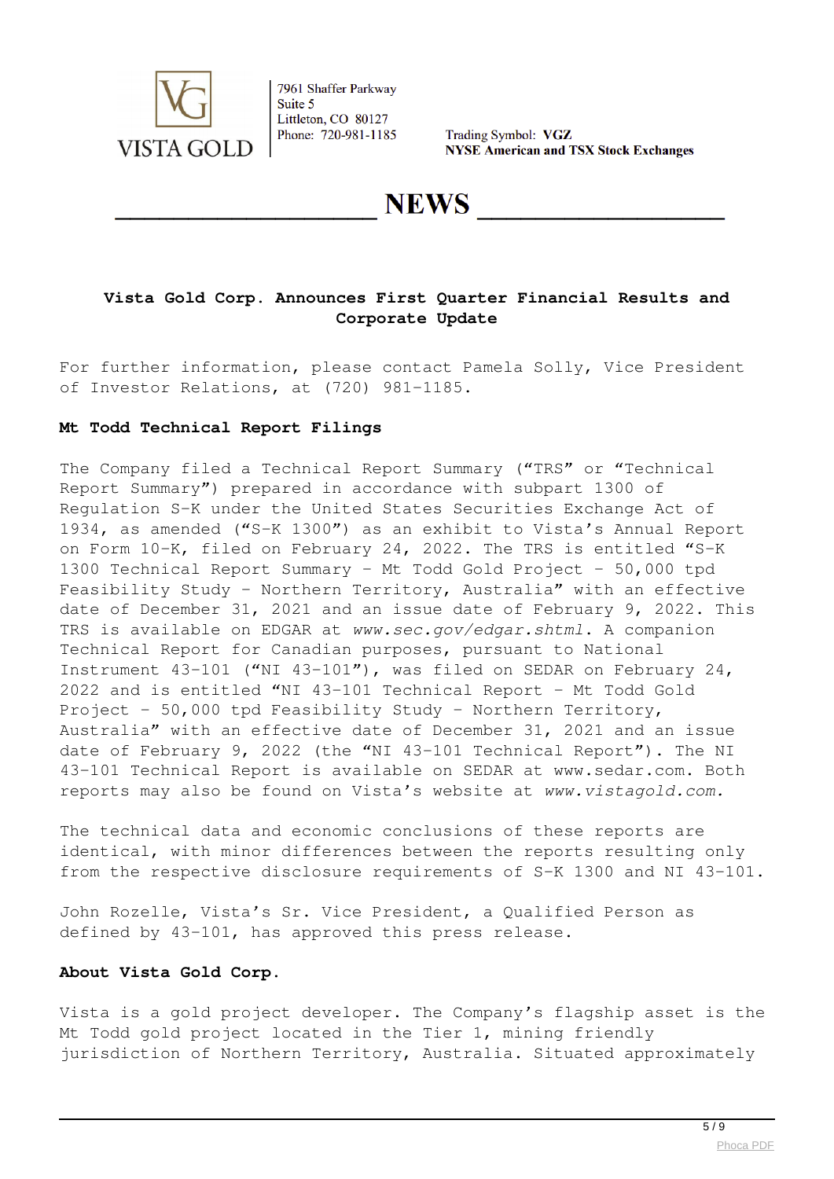VISTA GOLD

7961 Shaffer Parkway
Suite 5
Littleton, CO 80127
Phone: 720-981-1185

Trading Symbol: **VGZ**
**NYSE American and TSX Stock Exchanges**

# NEWS

**Vista Gold Corp. Announces First Quarter Financial Results and Corporate Update**

For further information, please contact Pamela Solly, Vice President of Investor Relations, at (720) 981-1185.

**Mt Todd Technical Report Filings**

The Company filed a Technical Report Summary ("TRS" or "Technical Report Summary") prepared in accordance with subpart 1300 of Regulation S-K under the United States Securities Exchange Act of 1934, as amended ("S-K 1300") as an exhibit to Vista's Annual Report on Form 10-K, filed on February 24, 2022. The TRS is entitled "S-K 1300 Technical Report Summary – Mt Todd Gold Project – 50,000 tpd Feasibility Study – Northern Territory, Australia" with an effective date of December 31, 2021 and an issue date of February 9, 2022. This TRS is available on EDGAR at *www.sec.gov/edgar.shtml*. A companion Technical Report for Canadian purposes, pursuant to National Instrument 43-101 ("NI 43-101"), was filed on SEDAR on February 24, 2022 and is entitled "NI 43-101 Technical Report – Mt Todd Gold Project – 50,000 tpd Feasibility Study – Northern Territory, Australia" with an effective date of December 31, 2021 and an issue date of February 9, 2022 (the "NI 43-101 Technical Report"). The NI 43-101 Technical Report is available on SEDAR at www.sedar.com. Both reports may also be found on Vista's website at *www.vistagold.com.*

The technical data and economic conclusions of these reports are identical, with minor differences between the reports resulting only from the respective disclosure requirements of S-K 1300 and NI 43-101.

John Rozelle, Vista's Sr. Vice President, a Qualified Person as defined by 43-101, has approved this press release.

**About Vista Gold Corp.**

Vista is a gold project developer. The Company's flagship asset is the Mt Todd gold project located in the Tier 1, mining friendly jurisdiction of Northern Territory, Australia. Situated approximately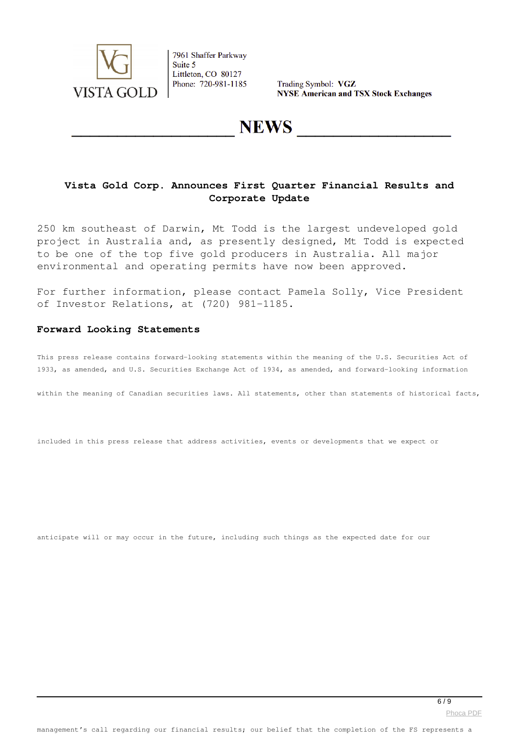7961 Shaffer Parkway
Suite 5
Littleton, CO 80127
Phone: 720-981-1185

Trading Symbol: **VGZ**
**NYSE American and TSX Stock Exchanges**

# NEWS

### Vista Gold Corp. Announces First Quarter Financial Results and Corporate Update

250 km southeast of Darwin, Mt Todd is the largest undeveloped gold project in Australia and, as presently designed, Mt Todd is expected to be one of the top five gold producers in Australia. All major environmental and operating permits have now been approved.

For further information, please contact Pamela Solly, Vice President of Investor Relations, at (720) 981-1185.

### Forward Looking Statements

This press release contains forward-looking statements within the meaning of the U.S. Securities Act of 1933, as amended, and U.S. Securities Exchange Act of 1934, as amended, and forward-looking information within the meaning of Canadian securities laws. All statements, other than statements of historical facts, included in this press release that address activities, events or developments that we expect or anticipate will or may occur in the future, including such things as the expected date for our management's call regarding our financial results; our belief that the completion of the FS represents a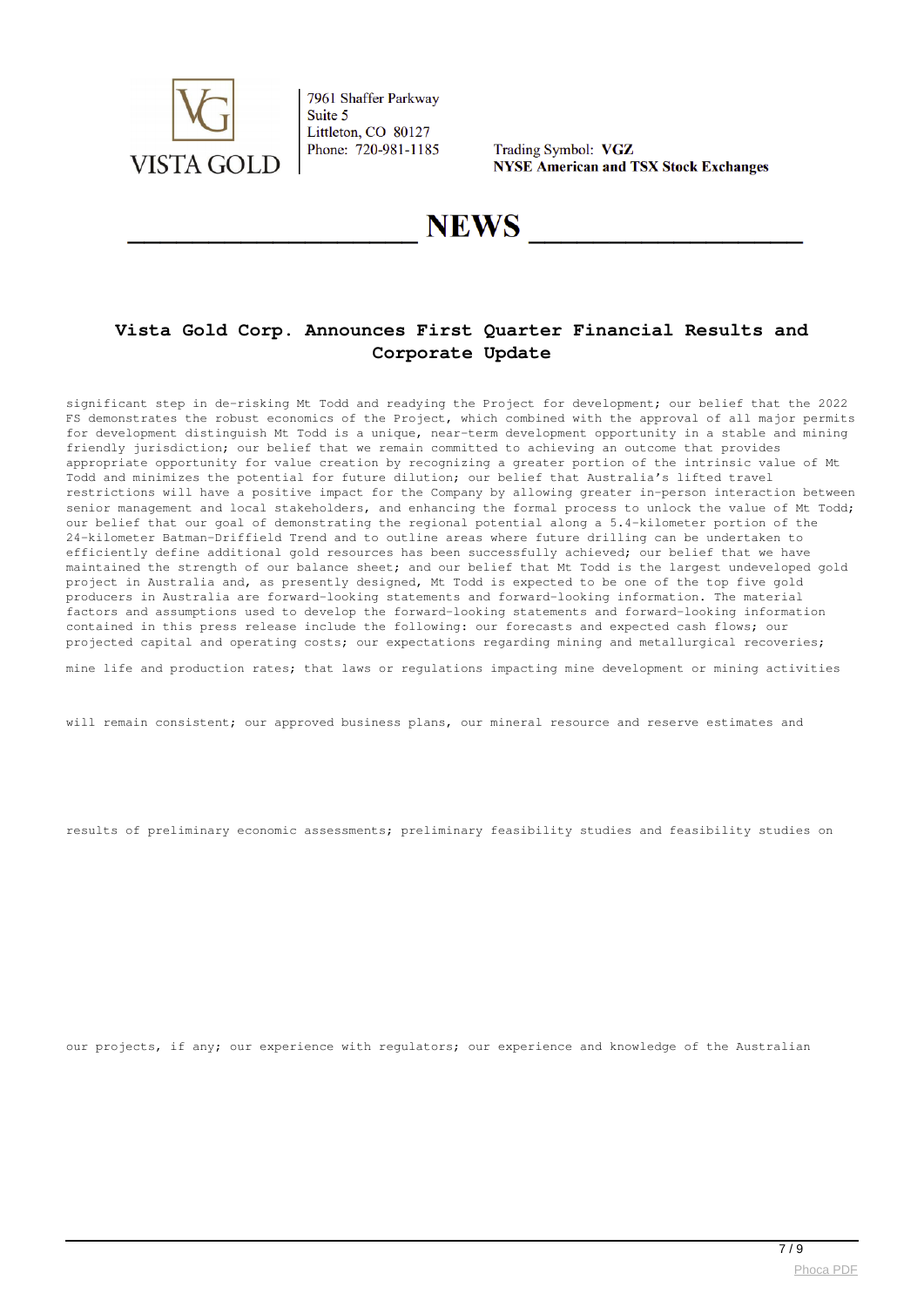# Vista Gold Corp. Announces First Quarter Financial Results and Corporate Update

significant step in de-risking Mt Todd and readying the Project for development; our belief that the 2022 FS demonstrates the robust economics of the Project, which combined with the approval of all major permits for development distinguish Mt Todd is a unique, near-term development opportunity in a stable and mining friendly jurisdiction; our belief that we remain committed to achieving an outcome that provides appropriate opportunity for value creation by recognizing a greater portion of the intrinsic value of Mt Todd and minimizes the potential for future dilution; our belief that Australia's lifted travel restrictions will have a positive impact for the Company by allowing greater in-person interaction between senior management and local stakeholders, and enhancing the formal process to unlock the value of Mt Todd; our belief that our goal of demonstrating the regional potential along a 5.4-kilometer portion of the 24-kilometer Batman-Driffield Trend and to outline areas where future drilling can be undertaken to efficiently define additional gold resources has been successfully achieved; our belief that we have maintained the strength of our balance sheet; and our belief that Mt Todd is the largest undeveloped gold project in Australia and, as presently designed, Mt Todd is expected to be one of the top five gold producers in Australia are forward-looking statements and forward-looking information. The material factors and assumptions used to develop the forward-looking statements and forward-looking information contained in this press release include the following: our forecasts and expected cash flows; our projected capital and operating costs; our expectations regarding mining and metallurgical recoveries;

mine life and production rates; that laws or regulations impacting mine development or mining activities

will remain consistent; our approved business plans, our mineral resource and reserve estimates and

results of preliminary economic assessments; preliminary feasibility studies and feasibility studies on

our projects, if any; our experience with regulators; our experience and knowledge of the Australian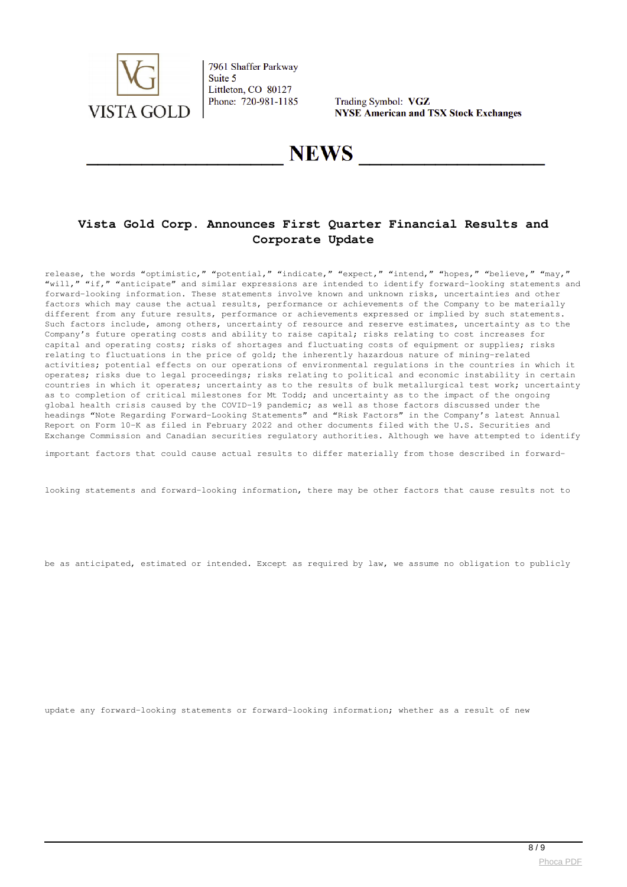# Vista Gold Corp. Announces First Quarter Financial Results and Corporate Update

release, the words "optimistic," "potential," "indicate," "expect," "intend," "hopes," "believe," "may," "will," "if," "anticipate" and similar expressions are intended to identify forward-looking statements and forward-looking information. These statements involve known and unknown risks, uncertainties and other factors which may cause the actual results, performance or achievements of the Company to be materially different from any future results, performance or achievements expressed or implied by such statements. Such factors include, among others, uncertainty of resource and reserve estimates, uncertainty as to the Company's future operating costs and ability to raise capital; risks relating to cost increases for capital and operating costs; risks of shortages and fluctuating costs of equipment or supplies; risks relating to fluctuations in the price of gold; the inherently hazardous nature of mining-related activities; potential effects on our operations of environmental regulations in the countries in which it operates; risks due to legal proceedings; risks relating to political and economic instability in certain countries in which it operates; uncertainty as to the results of bulk metallurgical test work; uncertainty as to completion of critical milestones for Mt Todd; and uncertainty as to the impact of the ongoing global health crisis caused by the COVID-19 pandemic; as well as those factors discussed under the headings "Note Regarding Forward-Looking Statements" and "Risk Factors" in the Company's latest Annual Report on Form 10-K as filed in February 2022 and other documents filed with the U.S. Securities and Exchange Commission and Canadian securities regulatory authorities. Although we have attempted to identify important factors that could cause actual results to differ materially from those described in forward-looking statements and forward-looking information, there may be other factors that cause results not to be as anticipated, estimated or intended. Except as required by law, we assume no obligation to publicly update any forward-looking statements or forward-looking information; whether as a result of new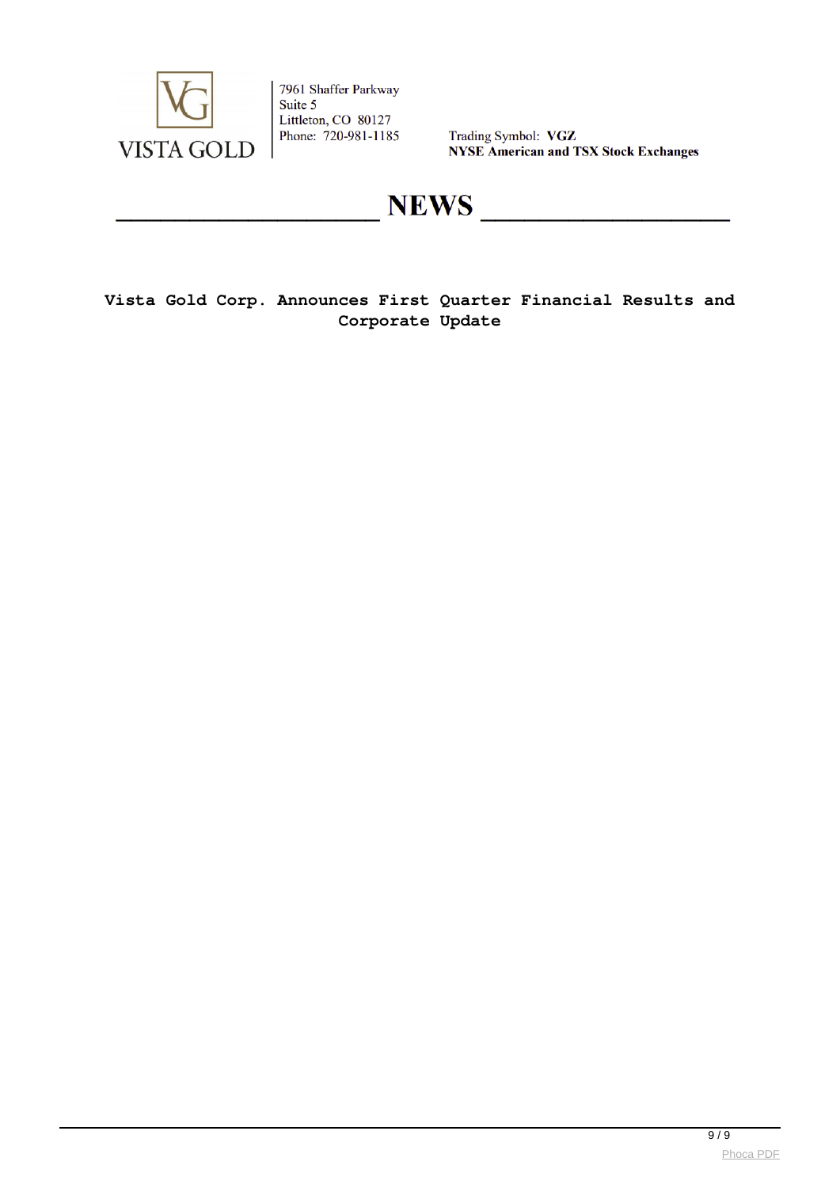VISTA GOLD

7961 Shaffer Parkway
Suite 5
Littleton, CO 80127
Phone: 720-981-1185

Trading Symbol: **VGZ**
**NYSE American and TSX Stock Exchanges**

# NEWS

**Vista Gold Corp. Announces First Quarter Financial Results and Corporate Update**